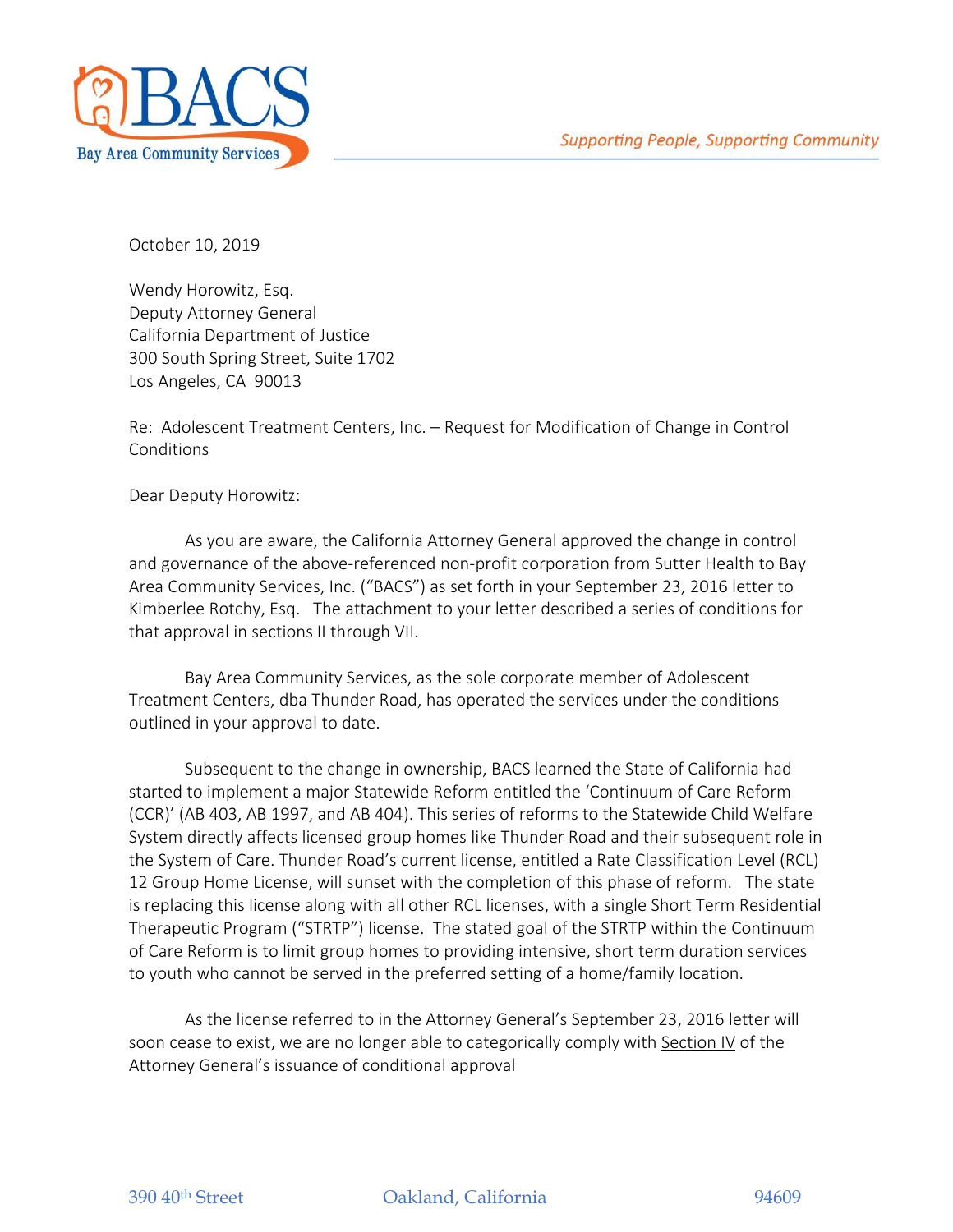BACS
Bay Area Community Services

*Supporting People, Supporting Community*

October 10, 2019

Wendy Horowitz, Esq.
Deputy Attorney General
California Department of Justice
300 South Spring Street, Suite 1702
Los Angeles, CA 90013

Re: Adolescent Treatment Centers, Inc. – Request for Modification of Change in Control Conditions

Dear Deputy Horowitz:

As you are aware, the California Attorney General approved the change in control and governance of the above-referenced non-profit corporation from Sutter Health to Bay Area Community Services, Inc. ("BACS") as set forth in your September 23, 2016 letter to Kimberlee Rotchy, Esq. The attachment to your letter described a series of conditions for that approval in sections II through VII.

Bay Area Community Services, as the sole corporate member of Adolescent Treatment Centers, dba Thunder Road, has operated the services under the conditions outlined in your approval to date.

Subsequent to the change in ownership, BACS learned the State of California had started to implement a major Statewide Reform entitled the 'Continuum of Care Reform (CCR)' (AB 403, AB 1997, and AB 404). This series of reforms to the Statewide Child Welfare System directly affects licensed group homes like Thunder Road and their subsequent role in the System of Care. Thunder Road's current license, entitled a Rate Classification Level (RCL) 12 Group Home License, will sunset with the completion of this phase of reform. The state is replacing this license along with all other RCL licenses, with a single Short Term Residential Therapeutic Program ("STRTP") license. The stated goal of the STRTP within the Continuum of Care Reform is to limit group homes to providing intensive, short term duration services to youth who cannot be served in the preferred setting of a home/family location.

As the license referred to in the Attorney General's September 23, 2016 letter will soon cease to exist, we are no longer able to categorically comply with Section IV of the Attorney General's issuance of conditional approval

390 40th Street Oakland, California 94609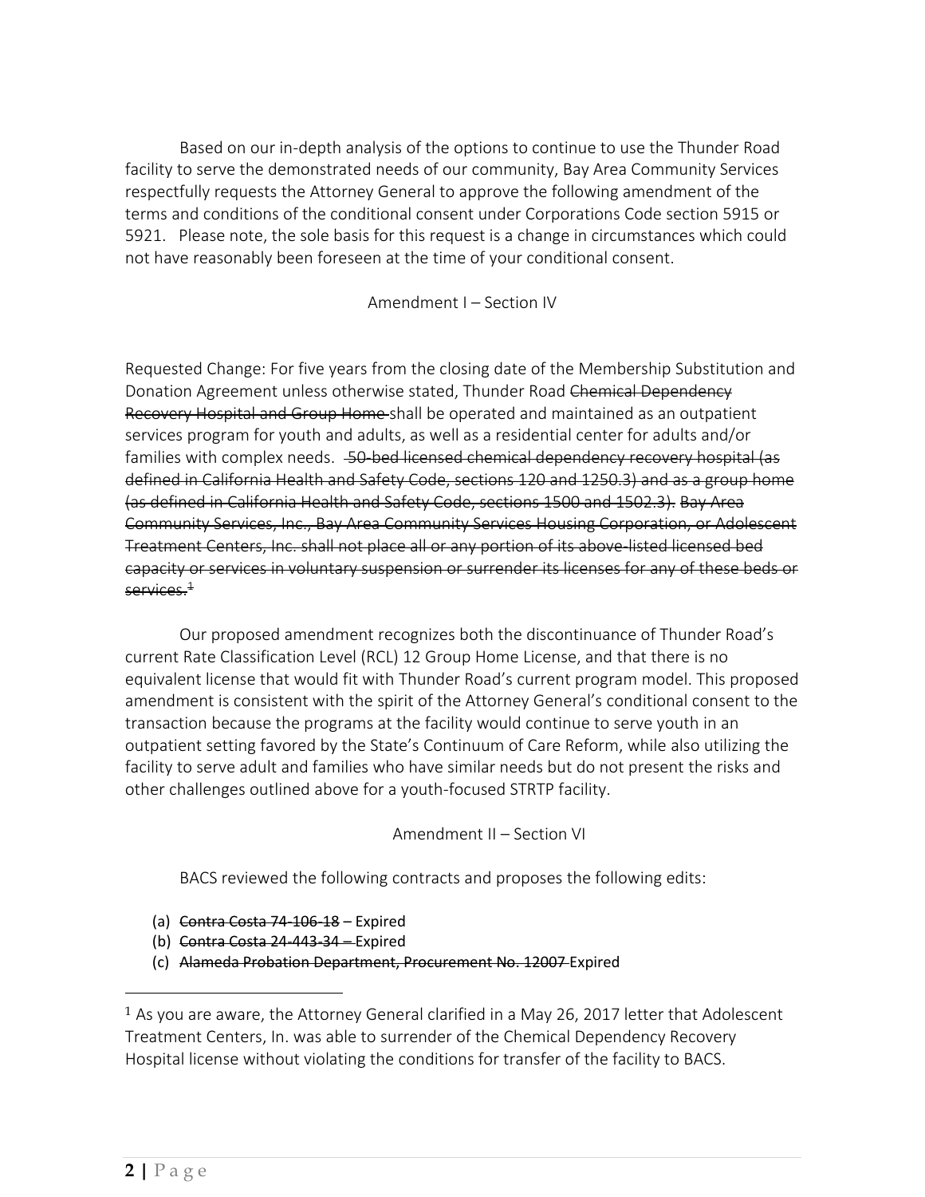Based on our in-depth analysis of the options to continue to use the Thunder Road facility to serve the demonstrated needs of our community, Bay Area Community Services respectfully requests the Attorney General to approve the following amendment of the terms and conditions of the conditional consent under Corporations Code section 5915 or 5921. Please note, the sole basis for this request is a change in circumstances which could not have reasonably been foreseen at the time of your conditional consent.

Amendment I – Section IV

Requested Change: For five years from the closing date of the Membership Substitution and Donation Agreement unless otherwise stated, Thunder Road ~~Chemical Dependency Recovery Hospital and Group Home~~ shall be operated and maintained as an outpatient services program for youth and adults, as well as a residential center for adults and/or families with complex needs. ~~50-bed licensed chemical dependency recovery hospital (as defined in California Health and Safety Code, sections 120 and 1250.3) and as a group home (as defined in California Health and Safety Code, sections 1500 and 1502.3).~~ ~~Bay Area Community Services, Inc., Bay Area Community Services Housing Corporation, or Adolescent Treatment Centers, Inc. shall not place all or any portion of its above-listed licensed bed capacity or services in voluntary suspension or surrender its licenses for any of these beds or services.~~[1]

Our proposed amendment recognizes both the discontinuance of Thunder Road's current Rate Classification Level (RCL) 12 Group Home License, and that there is no equivalent license that would fit with Thunder Road's current program model. This proposed amendment is consistent with the spirit of the Attorney General's conditional consent to the transaction because the programs at the facility would continue to serve youth in an outpatient setting favored by the State's Continuum of Care Reform, while also utilizing the facility to serve adult and families who have similar needs but do not present the risks and other challenges outlined above for a youth-focused STRTP facility.

Amendment II – Section VI

BACS reviewed the following contracts and proposes the following edits:

(a) ~~Contra Costa 74-106-18~~ – Expired
(b) ~~Contra Costa 24-443-34 –~~ Expired
(c) ~~Alameda Probation Department, Procurement No. 12007~~ Expired

[1] As you are aware, the Attorney General clarified in a May 26, 2017 letter that Adolescent Treatment Centers, In. was able to surrender of the Chemical Dependency Recovery Hospital license without violating the conditions for transfer of the facility to BACS.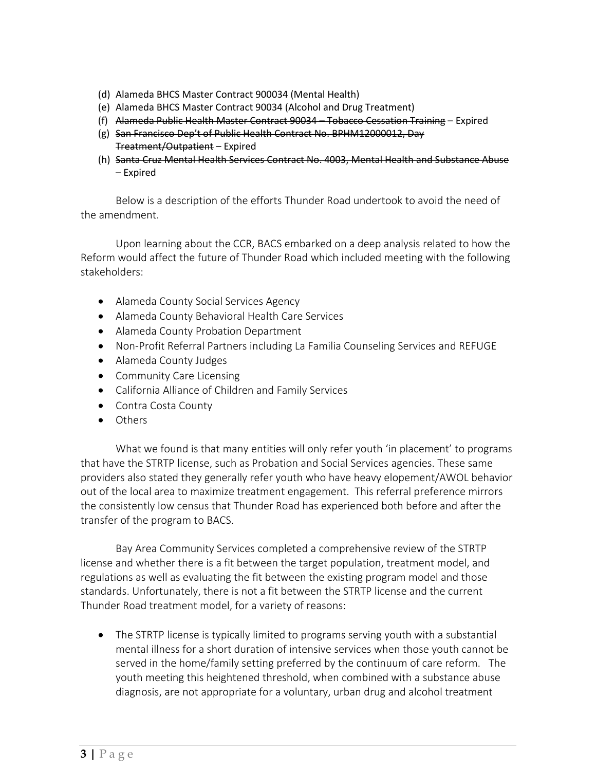(d) Alameda BHCS Master Contract 900034 (Mental Health)
(e) Alameda BHCS Master Contract 90034 (Alcohol and Drug Treatment)
(f) ~~Alameda Public Health Master Contract 90034 – Tobacco Cessation Training~~ – Expired
(g) ~~San Francisco Dep't of Public Health Contract No. BPHM12000012, Day Treatment/Outpatient~~ – Expired
(h) ~~Santa Cruz Mental Health Services Contract No. 4003, Mental Health and Substance Abuse~~ – Expired

Below is a description of the efforts Thunder Road undertook to avoid the need of the amendment.

Upon learning about the CCR, BACS embarked on a deep analysis related to how the Reform would affect the future of Thunder Road which included meeting with the following stakeholders:

- Alameda County Social Services Agency
- Alameda County Behavioral Health Care Services
- Alameda County Probation Department
- Non-Profit Referral Partners including La Familia Counseling Services and REFUGE
- Alameda County Judges
- Community Care Licensing
- California Alliance of Children and Family Services
- Contra Costa County
- Others

What we found is that many entities will only refer youth 'in placement' to programs that have the STRTP license, such as Probation and Social Services agencies. These same providers also stated they generally refer youth who have heavy elepement/AWOL behavior out of the local area to maximize treatment engagement. This referral preference mirrors the consistently low census that Thunder Road has experienced both before and after the transfer of the program to BACS.

Bay Area Community Services completed a comprehensive review of the STRTP license and whether there is a fit between the target population, treatment model, and regulations as well as evaluating the fit between the existing program model and those standards. Unfortunately, there is not a fit between the STRTP license and the current Thunder Road treatment model, for a variety of reasons:

- The STRTP license is typically limited to programs serving youth with a substantial mental illness for a short duration of intensive services when those youth cannot be served in the home/family setting preferred by the continuum of care reform. The youth meeting this heightened threshold, when combined with a substance abuse diagnosis, are not appropriate for a voluntary, urban drug and alcohol treatment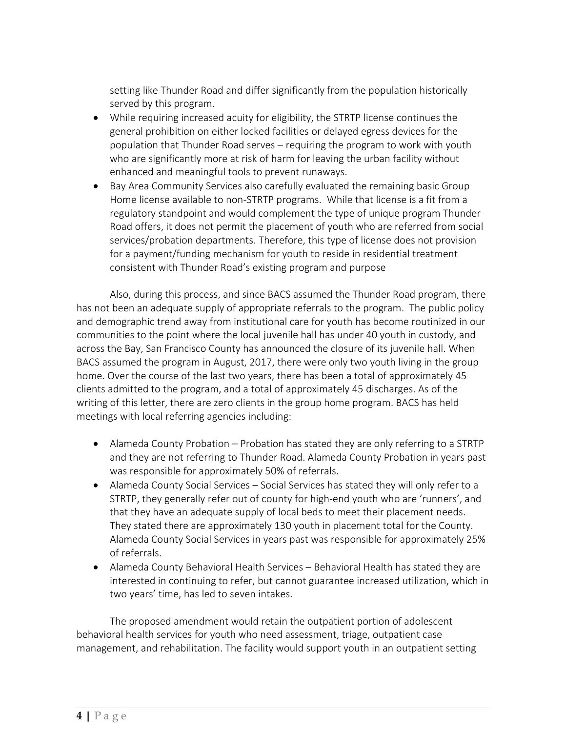setting like Thunder Road and differ significantly from the population historically served by this program.

- While requiring increased acuity for eligibility, the STRTP license continues the general prohibition on either locked facilities or delayed egress devices for the population that Thunder Road serves – requiring the program to work with youth who are significantly more at risk of harm for leaving the urban facility without enhanced and meaningful tools to prevent runaways.
- Bay Area Community Services also carefully evaluated the remaining basic Group Home license available to non-STRTP programs. While that license is a fit from a regulatory standpoint and would complement the type of unique program Thunder Road offers, it does not permit the placement of youth who are referred from social services/probation departments. Therefore, this type of license does not provision for a payment/funding mechanism for youth to reside in residential treatment consistent with Thunder Road's existing program and purpose

Also, during this process, and since BACS assumed the Thunder Road program, there has not been an adequate supply of appropriate referrals to the program. The public policy and demographic trend away from institutional care for youth has become routinized in our communities to the point where the local juvenile hall has under 40 youth in custody, and across the Bay, San Francisco County has announced the closure of its juvenile hall. When BACS assumed the program in August, 2017, there were only two youth living in the group home. Over the course of the last two years, there has been a total of approximately 45 clients admitted to the program, and a total of approximately 45 discharges. As of the writing of this letter, there are zero clients in the group home program. BACS has held meetings with local referring agencies including:

- Alameda County Probation – Probation has stated they are only referring to a STRTP and they are not referring to Thunder Road. Alameda County Probation in years past was responsible for approximately 50% of referrals.
- Alameda County Social Services – Social Services has stated they will only refer to a STRTP, they generally refer out of county for high-end youth who are 'runners', and that they have an adequate supply of local beds to meet their placement needs. They stated there are approximately 130 youth in placement total for the County. Alameda County Social Services in years past was responsible for approximately 25% of referrals.
- Alameda County Behavioral Health Services – Behavioral Health has stated they are interested in continuing to refer, but cannot guarantee increased utilization, which in two years' time, has led to seven intakes.

The proposed amendment would retain the outpatient portion of adolescent behavioral health services for youth who need assessment, triage, outpatient case management, and rehabilitation. The facility would support youth in an outpatient setting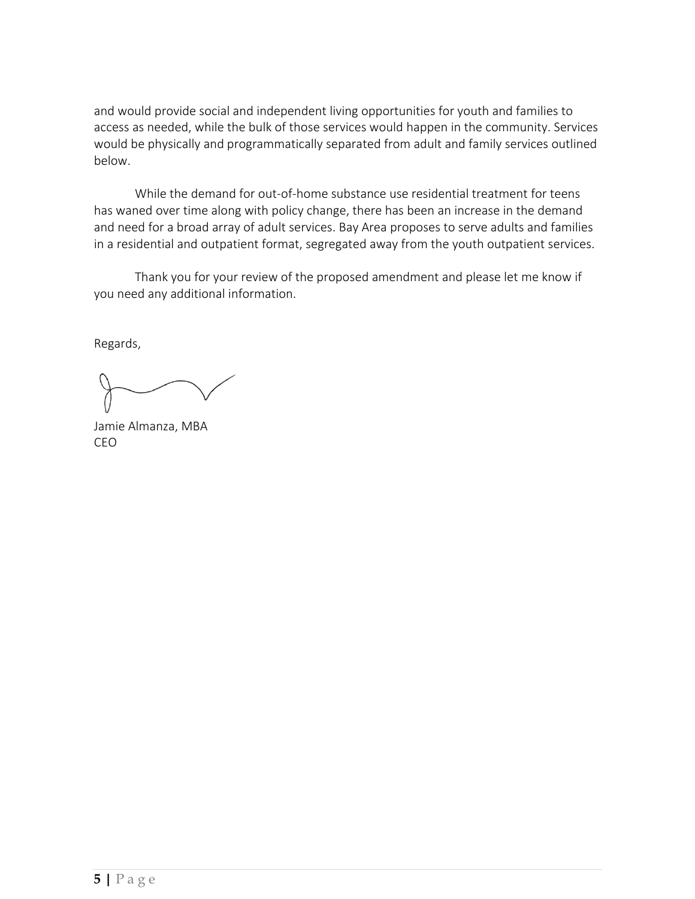and would provide social and independent living opportunities for youth and families to access as needed, while the bulk of those services would happen in the community. Services would be physically and programmatically separated from adult and family services outlined below.

While the demand for out-of-home substance use residential treatment for teens has waned over time along with policy change, there has been an increase in the demand and need for a broad array of adult services. Bay Area proposes to serve adults and families in a residential and outpatient format, segregated away from the youth outpatient services.

Thank you for your review of the proposed amendment and please let me know if you need any additional information.

Regards,

Jamie Almanza, MBA
CEO